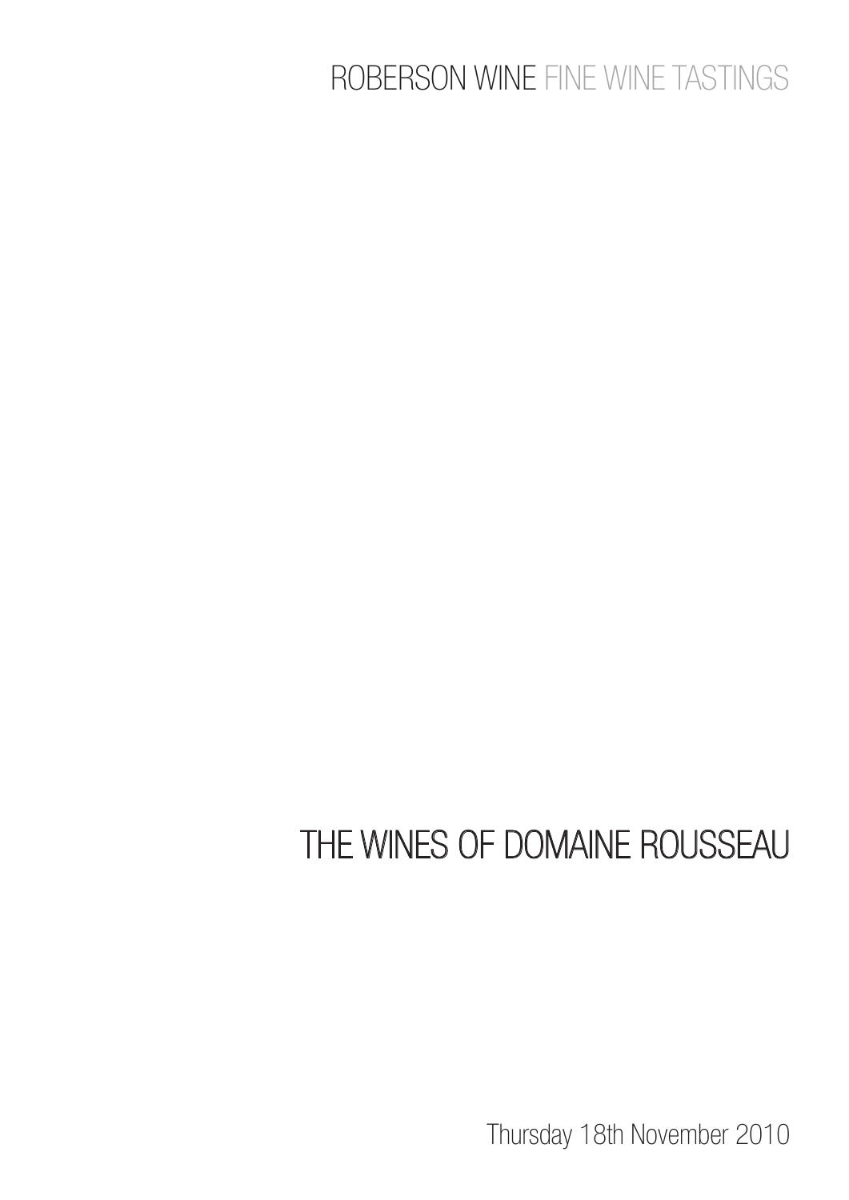ROBERSON WINE FINE WINE TASTINGS

# THE WINES OF DOMAINE ROUSSEAU

Thursday 18th November 2010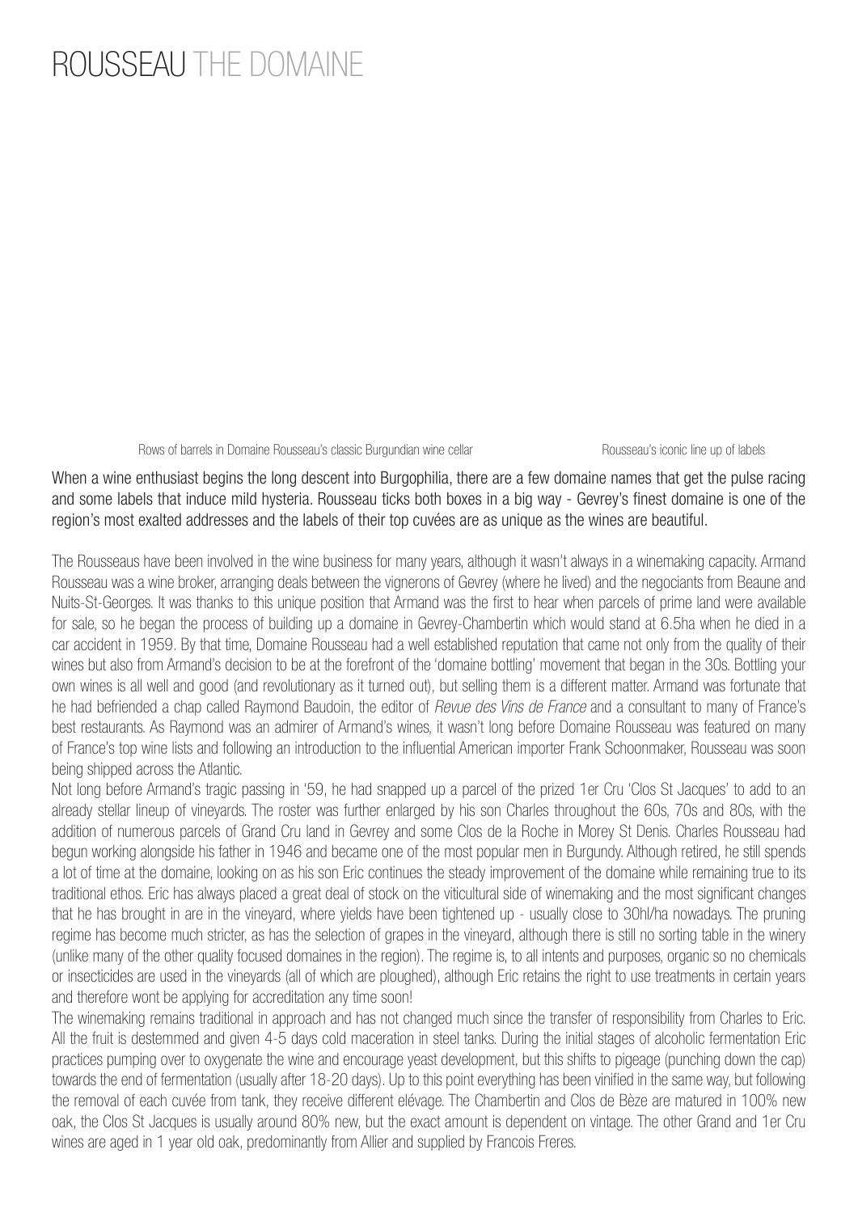# ROUSSEAU THE DOMAINE

Rows of barrels in Domaine Rousseau's classic Burgundian wine cellar

Rousseau's iconic line up of labels

When a wine enthusiast begins the long descent into Burgophilia, there are a few domaine names that get the pulse racing and some labels that induce mild hysteria. Rousseau ticks both boxes in a big way - Gevrey's finest domaine is one of the region's most exalted addresses and the labels of their top cuvées are as unique as the wines are beautiful.

The Rousseaus have been involved in the wine business for many years, although it wasn't always in a winemaking capacity. Armand Rousseau was a wine broker, arranging deals between the vignerons of Gevrey (where he lived) and the negociants from Beaune and Nuits-St-Georges. It was thanks to this unique position that Armand was the first to hear when parcels of prime land were available for sale, so he began the process of building up a domaine in Gevrey-Chambertin which would stand at 6.5ha when he died in a car accident in 1959. By that time, Domaine Rousseau had a well established reputation that came not only from the quality of their wines but also from Armand's decision to be at the forefront of the 'domaine bottling' movement that began in the 30s. Bottling your own wines is all well and good (and revolutionary as it turned out), but selling them is a different matter. Armand was fortunate that he had befriended a chap called Raymond Baudoin, the editor of *Revue des Vins de France* and a consultant to many of France's best restaurants. As Raymond was an admirer of Armand's wines, it wasn't long before Domaine Rousseau was featured on many of France's top wine lists and following an introduction to the influential American importer Frank Schoonmaker, Rousseau was soon being shipped across the Atlantic.

Not long before Armand's tragic passing in '59, he had snapped up a parcel of the prized 1er Cru 'Clos St Jacques' to add to an already stellar lineup of vineyards. The roster was further enlarged by his son Charles throughout the 60s, 70s and 80s, with the addition of numerous parcels of Grand Cru land in Gevrey and some Clos de la Roche in Morey St Denis. Charles Rousseau had begun working alongside his father in 1946 and became one of the most popular men in Burgundy. Although retired, he still spends a lot of time at the domaine, looking on as his son Eric continues the steady improvement of the domaine while remaining true to its traditional ethos. Eric has always placed a great deal of stock on the viticultural side of winemaking and the most significant changes that he has brought in are in the vineyard, where yields have been tightened up - usually close to 30hl/ha nowadays. The pruning regime has become much stricter, as has the selection of grapes in the vineyard, although there is still no sorting table in the winery (unlike many of the other quality focused domaines in the region). The regime is, to all intents and purposes, organic so no chemicals or insecticides are used in the vineyards (all of which are ploughed), although Eric retains the right to use treatments in certain years and therefore wont be applying for accreditation any time soon!

The winemaking remains traditional in approach and has not changed much since the transfer of responsibility from Charles to Eric. All the fruit is destemmed and given 4-5 days cold maceration in steel tanks. During the initial stages of alcoholic fermentation Eric practices pumping over to oxygenate the wine and encourage yeast development, but this shifts to pigeage (punching down the cap) towards the end of fermentation (usually after 18-20 days). Up to this point everything has been vinified in the same way, but following the removal of each cuvée from tank, they receive different elévage. The Chambertin and Clos de Bèze are matured in 100% new oak, the Clos St Jacques is usually around 80% new, but the exact amount is dependent on vintage. The other Grand and 1er Cru wines are aged in 1 year old oak, predominantly from Allier and supplied by Francois Freres.